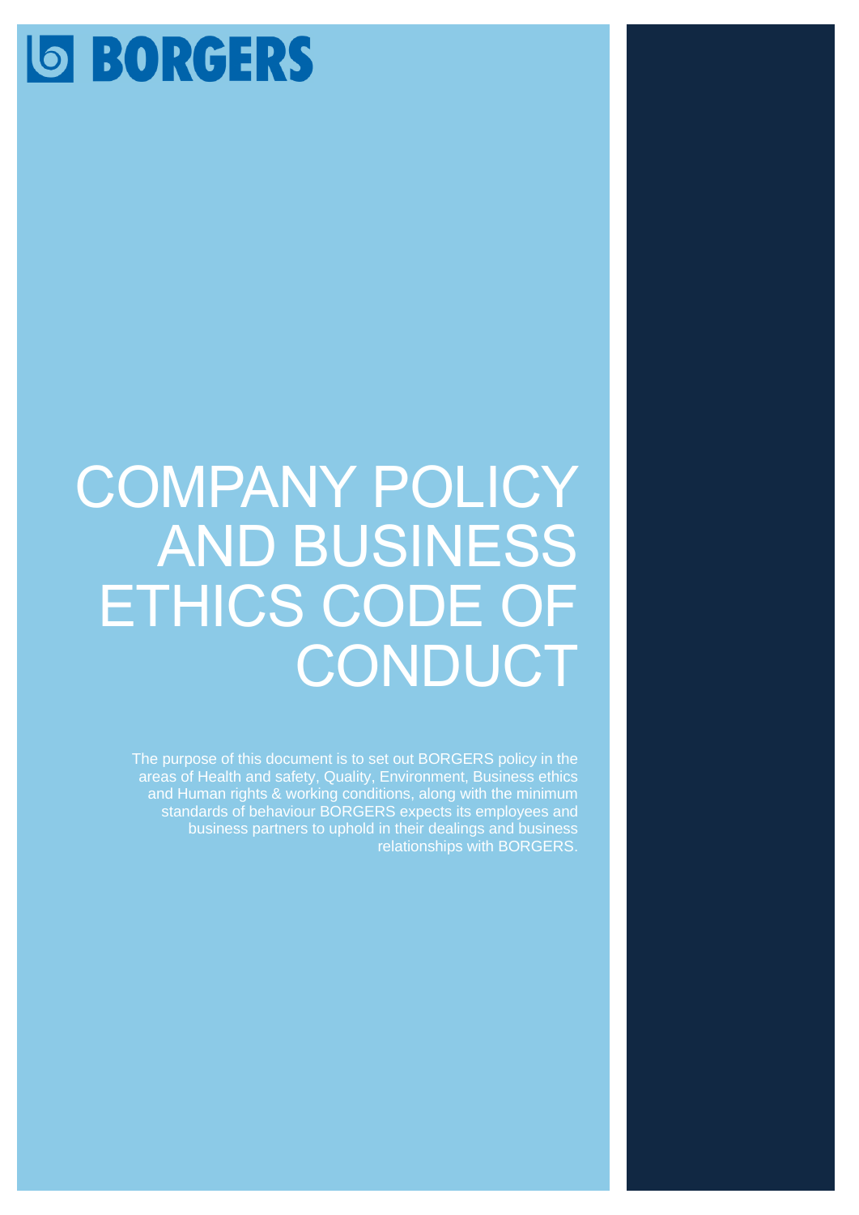BORGERS

# COMPANY POLICY AND BUSINESS ETHICS CODE OF CONDUCT

The purpose of this document is to set out BORGERS policy in the areas of Health and safety, Quality, Environment, Business ethics and Human rights & working conditions, along with the minimum standards of behaviour BORGERS expects its employees and business partners to uphold in their dealings and business relationships with BORGERS.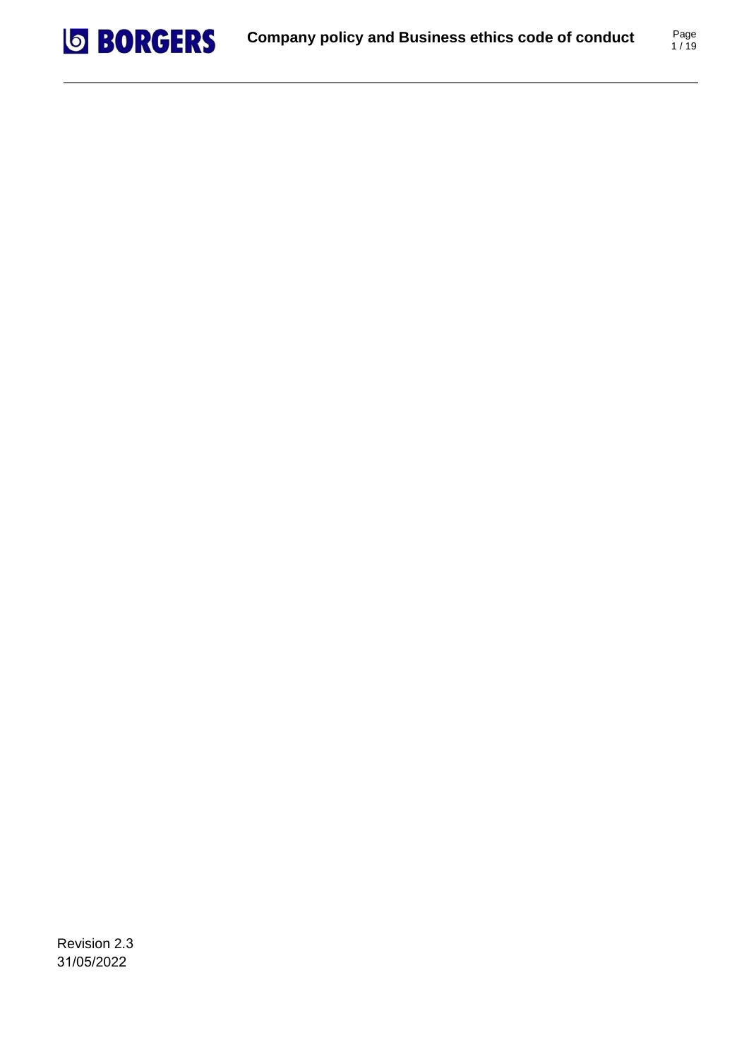Revision 2.3
31/05/2022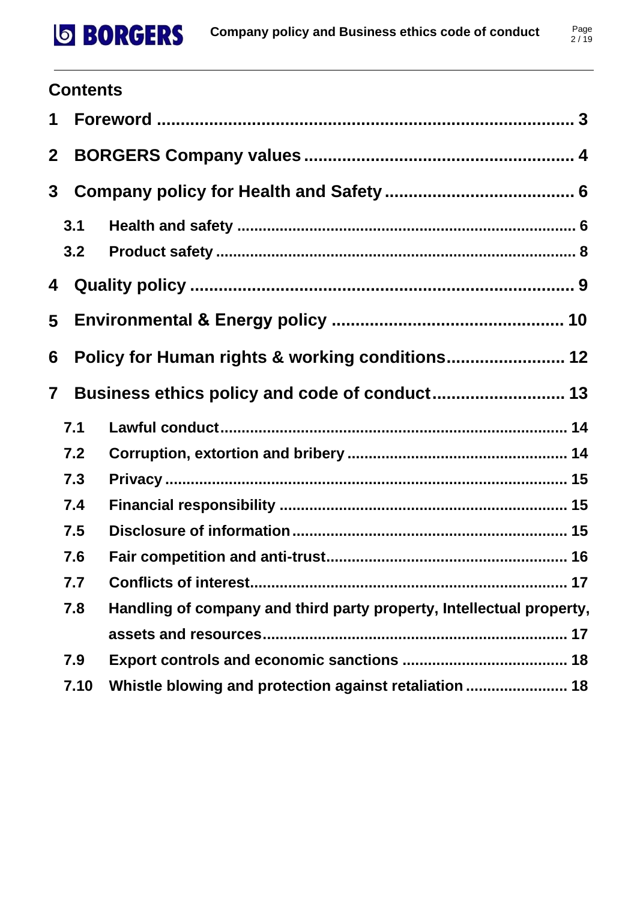## Contents

1 Foreword ........................................................................ 3

2 BORGERS Company values ........................................................ 4

3 Company policy for Health and Safety ....................................... 6

- 3.1 Health and safety ............................................................ 6
- 3.2 Product safety ................................................................ 8

4 Quality policy .................................................................... 9

5 Environmental & Energy policy ............................................... 10

6 Policy for Human rights & working conditions......................... 12

7 Business ethics policy and code of conduct............................ 13

- 7.1 Lawful conduct................................................................ 14
- 7.2 Corruption, extortion and bribery .......................................... 14
- 7.3 Privacy ........................................................................ 15
- 7.4 Financial responsibility ..................................................... 15
- 7.5 Disclosure of information ................................................... 15
- 7.6 Fair competition and anti-trust............................................ 16
- 7.7 Conflicts of interest.......................................................... 17
- 7.8 Handling of company and third party property, Intellectual property, assets and resources....................................................... 17
- 7.9 Export controls and economic sanctions ................................ 18
- 7.10 Whistle blowing and protection against retaliation ..................... 18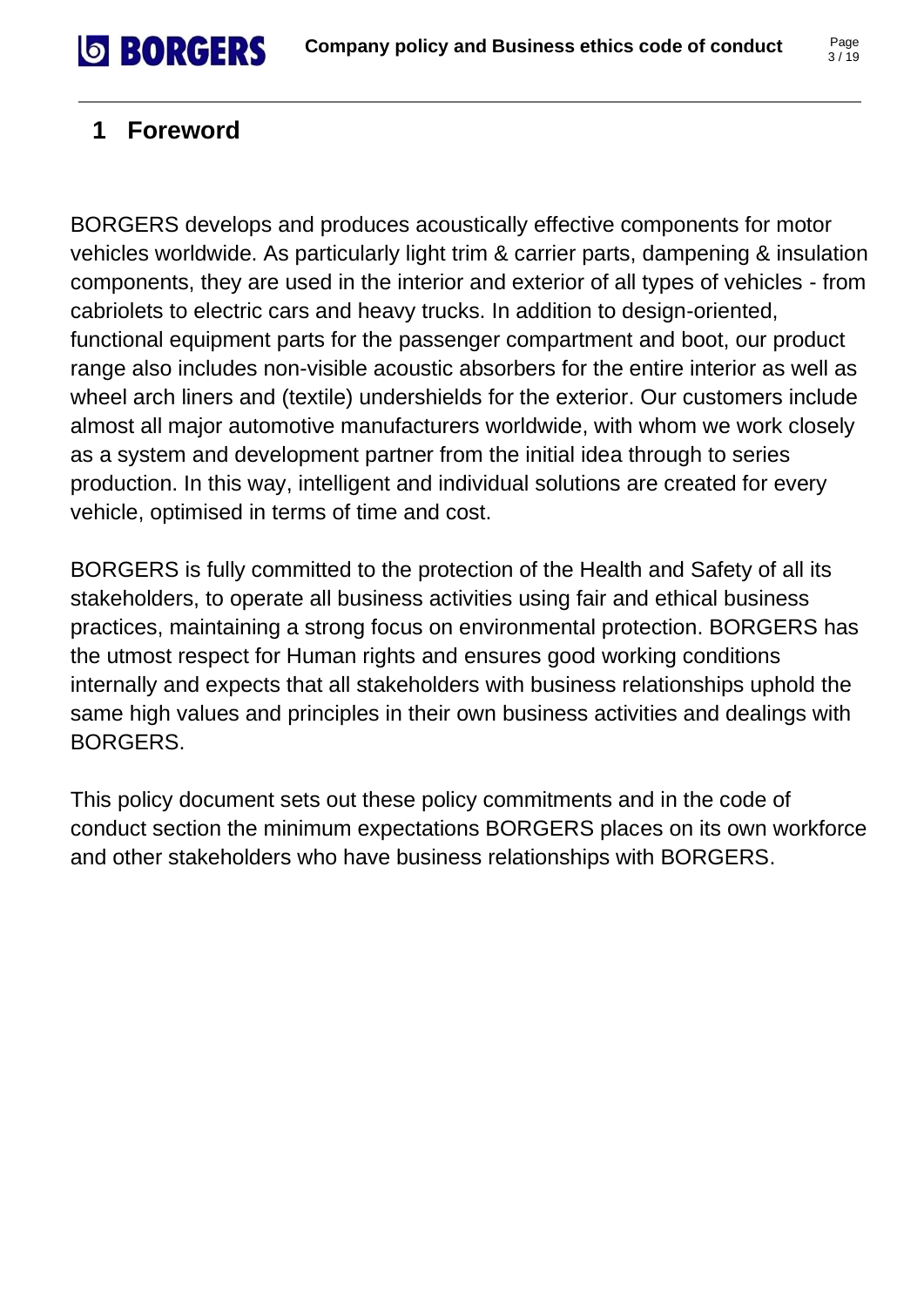# 1 Foreword

BORGERS develops and produces acoustically effective components for motor vehicles worldwide. As particularly light trim & carrier parts, dampening & insulation components, they are used in the interior and exterior of all types of vehicles - from cabriolets to electric cars and heavy trucks. In addition to design-oriented, functional equipment parts for the passenger compartment and boot, our product range also includes non-visible acoustic absorbers for the entire interior as well as wheel arch liners and (textile) undershields for the exterior. Our customers include almost all major automotive manufacturers worldwide, with whom we work closely as a system and development partner from the initial idea through to series production. In this way, intelligent and individual solutions are created for every vehicle, optimised in terms of time and cost.

BORGERS is fully committed to the protection of the Health and Safety of all its stakeholders, to operate all business activities using fair and ethical business practices, maintaining a strong focus on environmental protection. BORGERS has the utmost respect for Human rights and ensures good working conditions internally and expects that all stakeholders with business relationships uphold the same high values and principles in their own business activities and dealings with BORGERS.

This policy document sets out these policy commitments and in the code of conduct section the minimum expectations BORGERS places on its own workforce and other stakeholders who have business relationships with BORGERS.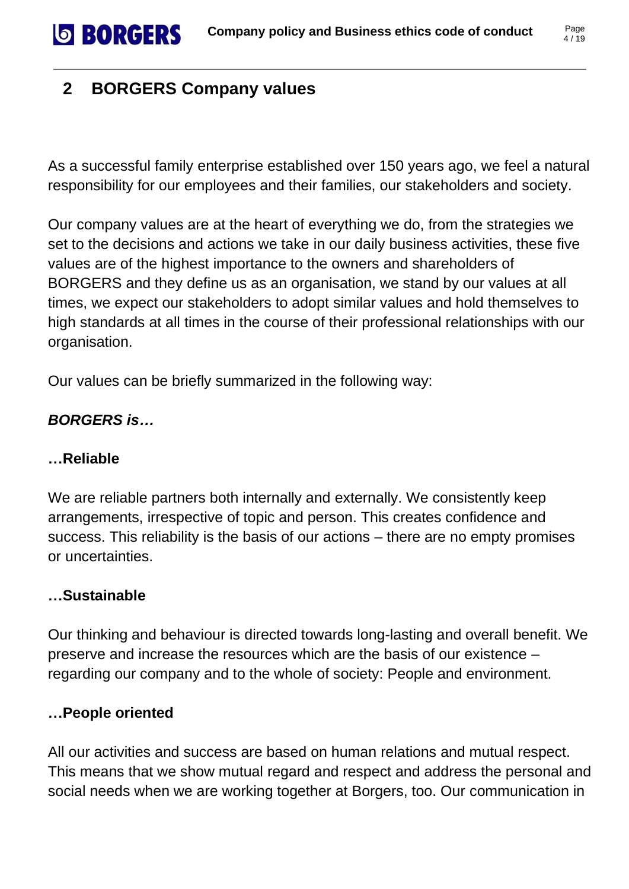## 2 BORGERS Company values

As a successful family enterprise established over 150 years ago, we feel a natural responsibility for our employees and their families, our stakeholders and society.

Our company values are at the heart of everything we do, from the strategies we set to the decisions and actions we take in our daily business activities, these five values are of the highest importance to the owners and shareholders of BORGERS and they define us as an organisation, we stand by our values at all times, we expect our stakeholders to adopt similar values and hold themselves to high standards at all times in the course of their professional relationships with our organisation.

Our values can be briefly summarized in the following way:

***BORGERS is…***

**…Reliable**

We are reliable partners both internally and externally. We consistently keep arrangements, irrespective of topic and person. This creates confidence and success. This reliability is the basis of our actions – there are no empty promises or uncertainties.

**…Sustainable**

Our thinking and behaviour is directed towards long-lasting and overall benefit. We preserve and increase the resources which are the basis of our existence – regarding our company and to the whole of society: People and environment.

**…People oriented**

All our activities and success are based on human relations and mutual respect. This means that we show mutual regard and respect and address the personal and social needs when we are working together at Borgers, too. Our communication in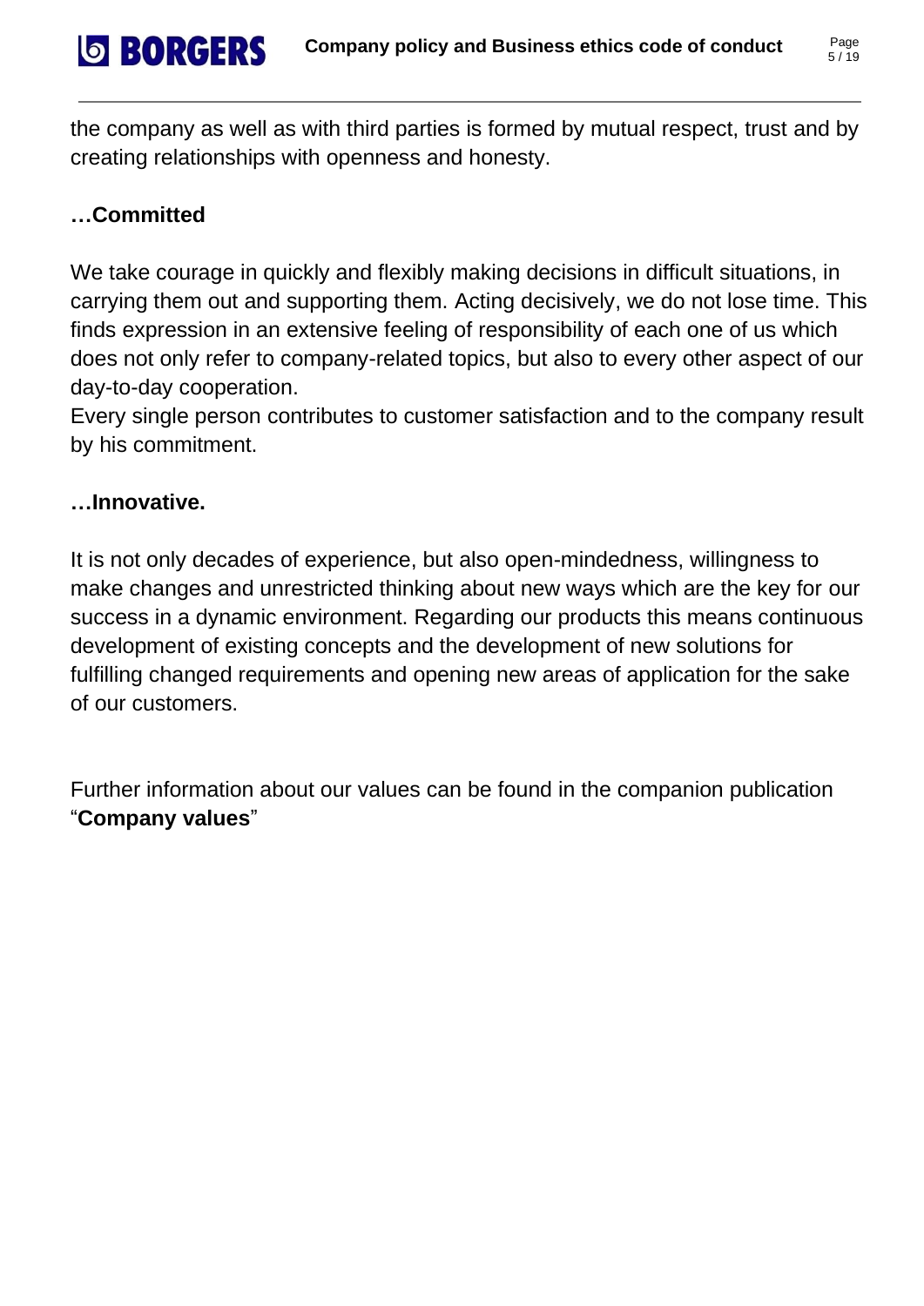the company as well as with third parties is formed by mutual respect, trust and by creating relationships with openness and honesty.

**…Committed**

We take courage in quickly and flexibly making decisions in difficult situations, in carrying them out and supporting them. Acting decisively, we do not lose time. This finds expression in an extensive feeling of responsibility of each one of us which does not only refer to company-related topics, but also to every other aspect of our day-to-day cooperation.
Every single person contributes to customer satisfaction and to the company result by his commitment.

**…Innovative.**

It is not only decades of experience, but also open-mindedness, willingness to make changes and unrestricted thinking about new ways which are the key for our success in a dynamic environment. Regarding our products this means continuous development of existing concepts and the development of new solutions for fulfilling changed requirements and opening new areas of application for the sake of our customers.

Further information about our values can be found in the companion publication "**Company values**"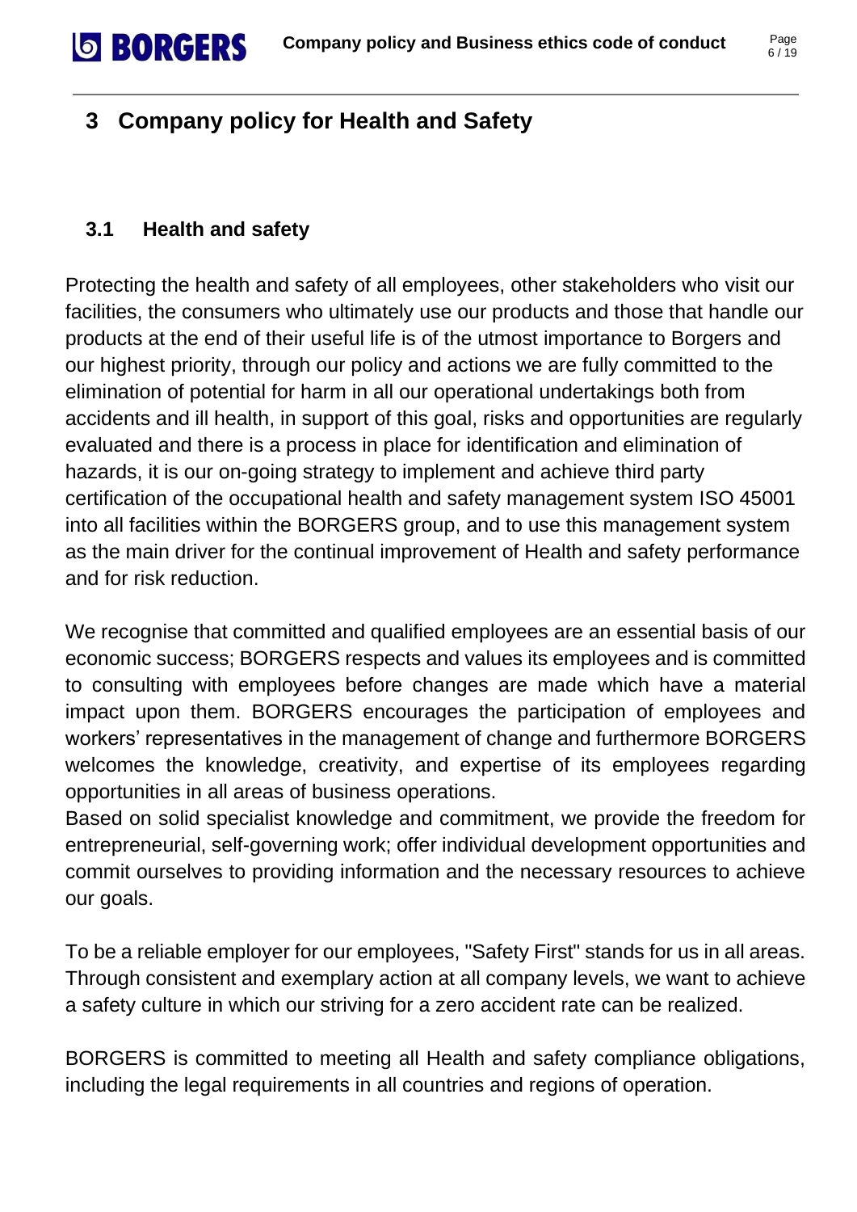# 3 Company policy for Health and Safety

## 3.1 Health and safety

Protecting the health and safety of all employees, other stakeholders who visit our facilities, the consumers who ultimately use our products and those that handle our products at the end of their useful life is of the utmost importance to Borgers and our highest priority, through our policy and actions we are fully committed to the elimination of potential for harm in all our operational undertakings both from accidents and ill health, in support of this goal, risks and opportunities are regularly evaluated and there is a process in place for identification and elimination of hazards, it is our on-going strategy to implement and achieve third party certification of the occupational health and safety management system ISO 45001 into all facilities within the BORGERS group, and to use this management system as the main driver for the continual improvement of Health and safety performance and for risk reduction.

We recognise that committed and qualified employees are an essential basis of our economic success; BORGERS respects and values its employees and is committed to consulting with employees before changes are made which have a material impact upon them. BORGERS encourages the participation of employees and workers' representatives in the management of change and furthermore BORGERS welcomes the knowledge, creativity, and expertise of its employees regarding opportunities in all areas of business operations.
Based on solid specialist knowledge and commitment, we provide the freedom for entrepreneurial, self-governing work; offer individual development opportunities and commit ourselves to providing information and the necessary resources to achieve our goals.

To be a reliable employer for our employees, "Safety First" stands for us in all areas. Through consistent and exemplary action at all company levels, we want to achieve a safety culture in which our striving for a zero accident rate can be realized.

BORGERS is committed to meeting all Health and safety compliance obligations, including the legal requirements in all countries and regions of operation.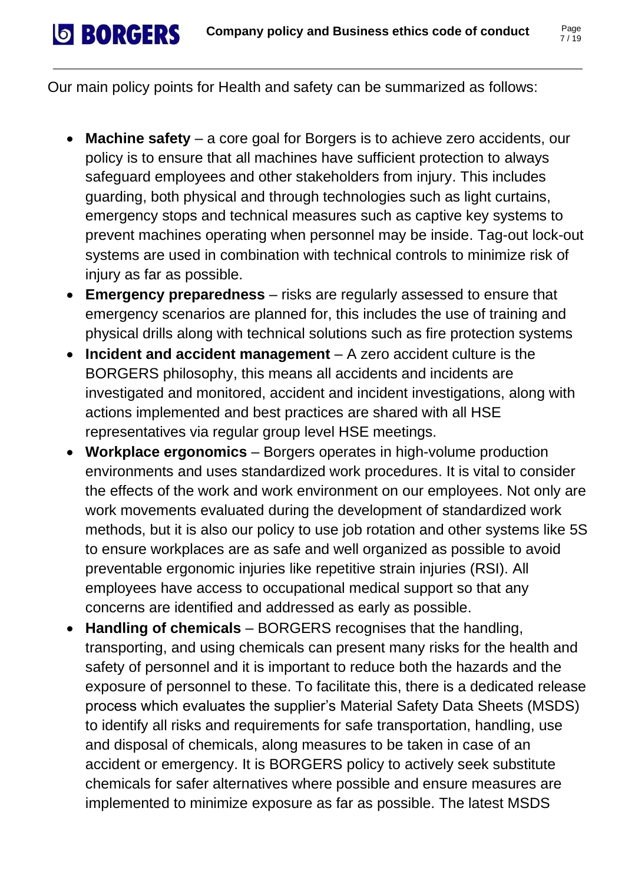Our main policy points for Health and safety can be summarized as follows:

- **Machine safety** – a core goal for Borgers is to achieve zero accidents, our policy is to ensure that all machines have sufficient protection to always safeguard employees and other stakeholders from injury. This includes guarding, both physical and through technologies such as light curtains, emergency stops and technical measures such as captive key systems to prevent machines operating when personnel may be inside. Tag-out lock-out systems are used in combination with technical controls to minimize risk of injury as far as possible.
- **Emergency preparedness** – risks are regularly assessed to ensure that emergency scenarios are planned for, this includes the use of training and physical drills along with technical solutions such as fire protection systems
- **Incident and accident management** – A zero accident culture is the BORGERS philosophy, this means all accidents and incidents are investigated and monitored, accident and incident investigations, along with actions implemented and best practices are shared with all HSE representatives via regular group level HSE meetings.
- **Workplace ergonomics** – Borgers operates in high-volume production environments and uses standardized work procedures. It is vital to consider the effects of the work and work environment on our employees. Not only are work movements evaluated during the development of standardized work methods, but it is also our policy to use job rotation and other systems like 5S to ensure workplaces are as safe and well organized as possible to avoid preventable ergonomic injuries like repetitive strain injuries (RSI). All employees have access to occupational medical support so that any concerns are identified and addressed as early as possible.
- **Handling of chemicals** – BORGERS recognises that the handling, transporting, and using chemicals can present many risks for the health and safety of personnel and it is important to reduce both the hazards and the exposure of personnel to these. To facilitate this, there is a dedicated release process which evaluates the supplier's Material Safety Data Sheets (MSDS) to identify all risks and requirements for safe transportation, handling, use and disposal of chemicals, along measures to be taken in case of an accident or emergency. It is BORGERS policy to actively seek substitute chemicals for safer alternatives where possible and ensure measures are implemented to minimize exposure as far as possible. The latest MSDS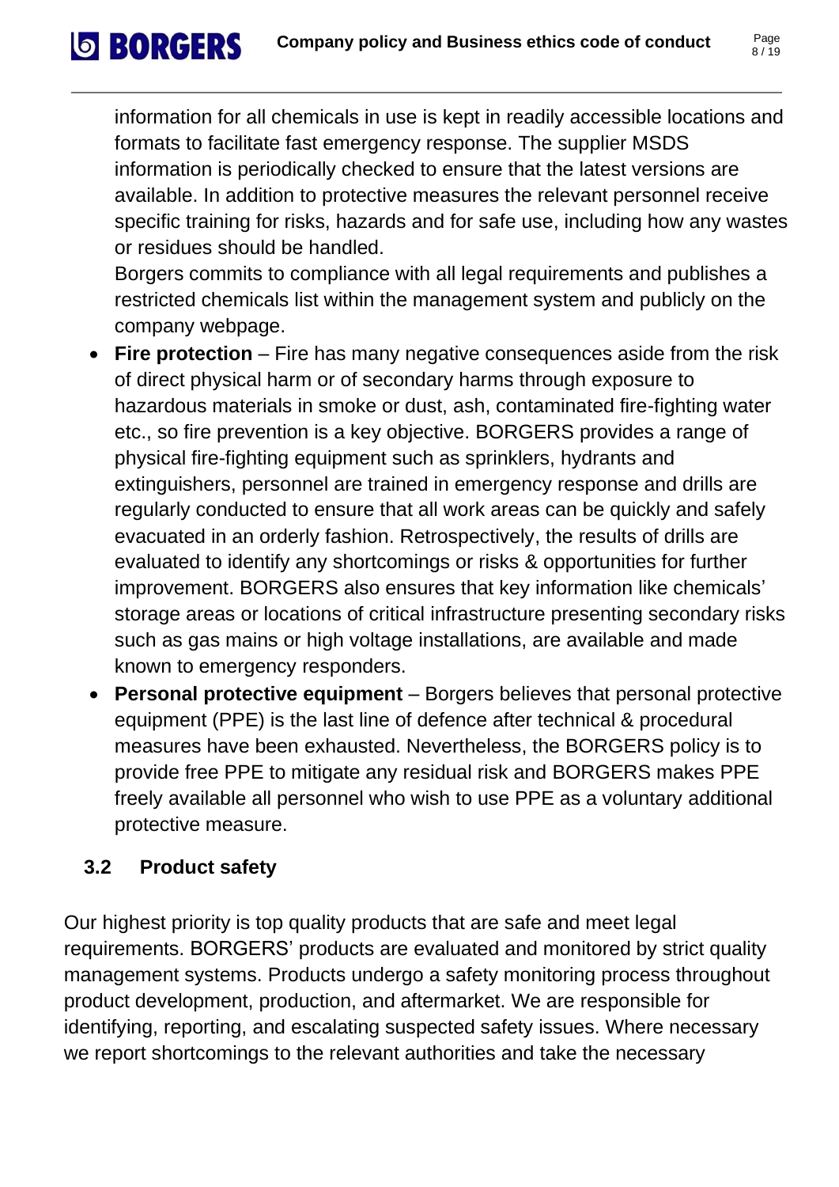information for all chemicals in use is kept in readily accessible locations and formats to facilitate fast emergency response. The supplier MSDS information is periodically checked to ensure that the latest versions are available. In addition to protective measures the relevant personnel receive specific training for risks, hazards and for safe use, including how any wastes or residues should be handled.
Borgers commits to compliance with all legal requirements and publishes a restricted chemicals list within the management system and publicly on the company webpage.

- **Fire protection** – Fire has many negative consequences aside from the risk of direct physical harm or of secondary harms through exposure to hazardous materials in smoke or dust, ash, contaminated fire-fighting water etc., so fire prevention is a key objective. BORGERS provides a range of physical fire-fighting equipment such as sprinklers, hydrants and extinguishers, personnel are trained in emergency response and drills are regularly conducted to ensure that all work areas can be quickly and safely evacuated in an orderly fashion. Retrospectively, the results of drills are evaluated to identify any shortcomings or risks & opportunities for further improvement. BORGERS also ensures that key information like chemicals' storage areas or locations of critical infrastructure presenting secondary risks such as gas mains or high voltage installations, are available and made known to emergency responders.
- **Personal protective equipment** – Borgers believes that personal protective equipment (PPE) is the last line of defence after technical & procedural measures have been exhausted. Nevertheless, the BORGERS policy is to provide free PPE to mitigate any residual risk and BORGERS makes PPE freely available all personnel who wish to use PPE as a voluntary additional protective measure.

### 3.2 Product safety

Our highest priority is top quality products that are safe and meet legal requirements. BORGERS' products are evaluated and monitored by strict quality management systems. Products undergo a safety monitoring process throughout product development, production, and aftermarket. We are responsible for identifying, reporting, and escalating suspected safety issues. Where necessary we report shortcomings to the relevant authorities and take the necessary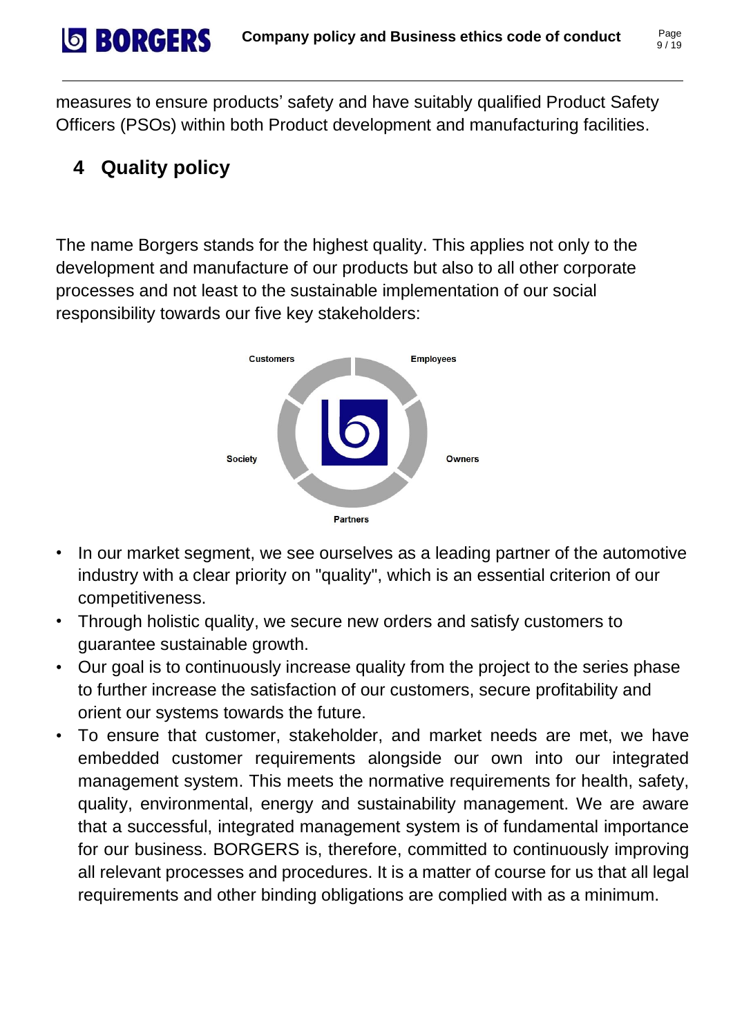measures to ensure products' safety and have suitably qualified Product Safety Officers (PSOs) within both Product development and manufacturing facilities.

# 4 Quality policy

The name Borgers stands for the highest quality. This applies not only to the development and manufacture of our products but also to all other corporate processes and not least to the sustainable implementation of our social responsibility towards our five key stakeholders:

Customers, Employees, Owners, Partners, Society

- In our market segment, we see ourselves as a leading partner of the automotive industry with a clear priority on "quality", which is an essential criterion of our competitiveness.
- Through holistic quality, we secure new orders and satisfy customers to guarantee sustainable growth.
- Our goal is to continuously increase quality from the project to the series phase to further increase the satisfaction of our customers, secure profitability and orient our systems towards the future.
- To ensure that customer, stakeholder, and market needs are met, we have embedded customer requirements alongside our own into our integrated management system. This meets the normative requirements for health, safety, quality, environmental, energy and sustainability management. We are aware that a successful, integrated management system is of fundamental importance for our business. BORGERS is, therefore, committed to continuously improving all relevant processes and procedures. It is a matter of course for us that all legal requirements and other binding obligations are complied with as a minimum.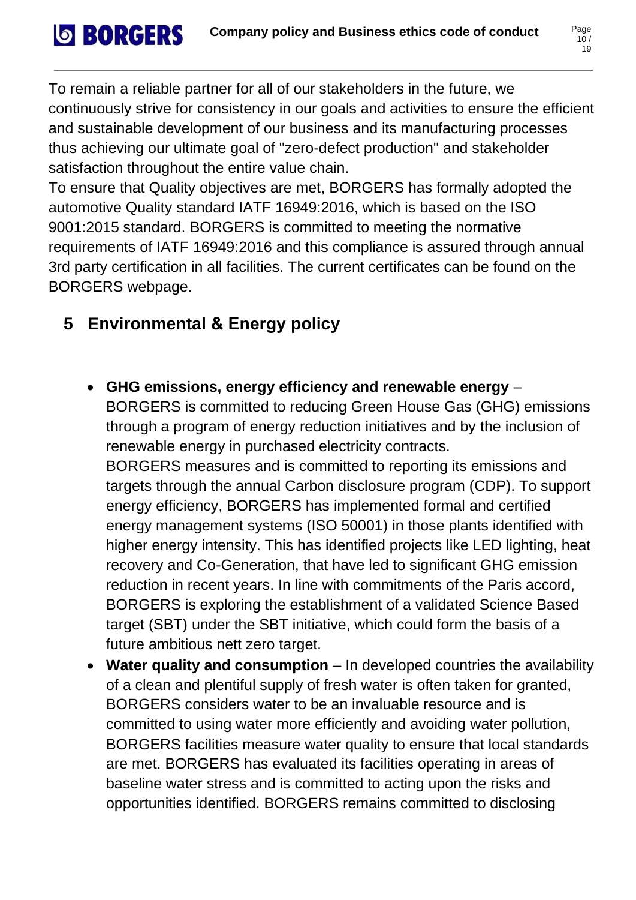To remain a reliable partner for all of our stakeholders in the future, we continuously strive for consistency in our goals and activities to ensure the efficient and sustainable development of our business and its manufacturing processes thus achieving our ultimate goal of "zero-defect production" and stakeholder satisfaction throughout the entire value chain.
To ensure that Quality objectives are met, BORGERS has formally adopted the automotive Quality standard IATF 16949:2016, which is based on the ISO 9001:2015 standard. BORGERS is committed to meeting the normative requirements of IATF 16949:2016 and this compliance is assured through annual 3rd party certification in all facilities. The current certificates can be found on the BORGERS webpage.

## 5 Environmental & Energy policy

- **GHG emissions, energy efficiency and renewable energy** – BORGERS is committed to reducing Green House Gas (GHG) emissions through a program of energy reduction initiatives and by the inclusion of renewable energy in purchased electricity contracts.
  BORGERS measures and is committed to reporting its emissions and targets through the annual Carbon disclosure program (CDP). To support energy efficiency, BORGERS has implemented formal and certified energy management systems (ISO 50001) in those plants identified with higher energy intensity. This has identified projects like LED lighting, heat recovery and Co-Generation, that have led to significant GHG emission reduction in recent years. In line with commitments of the Paris accord, BORGERS is exploring the establishment of a validated Science Based target (SBT) under the SBT initiative, which could form the basis of a future ambitious nett zero target.
- **Water quality and consumption** – In developed countries the availability of a clean and plentiful supply of fresh water is often taken for granted, BORGERS considers water to be an invaluable resource and is committed to using water more efficiently and avoiding water pollution, BORGERS facilities measure water quality to ensure that local standards are met. BORGERS has evaluated its facilities operating in areas of baseline water stress and is committed to acting upon the risks and opportunities identified. BORGERS remains committed to disclosing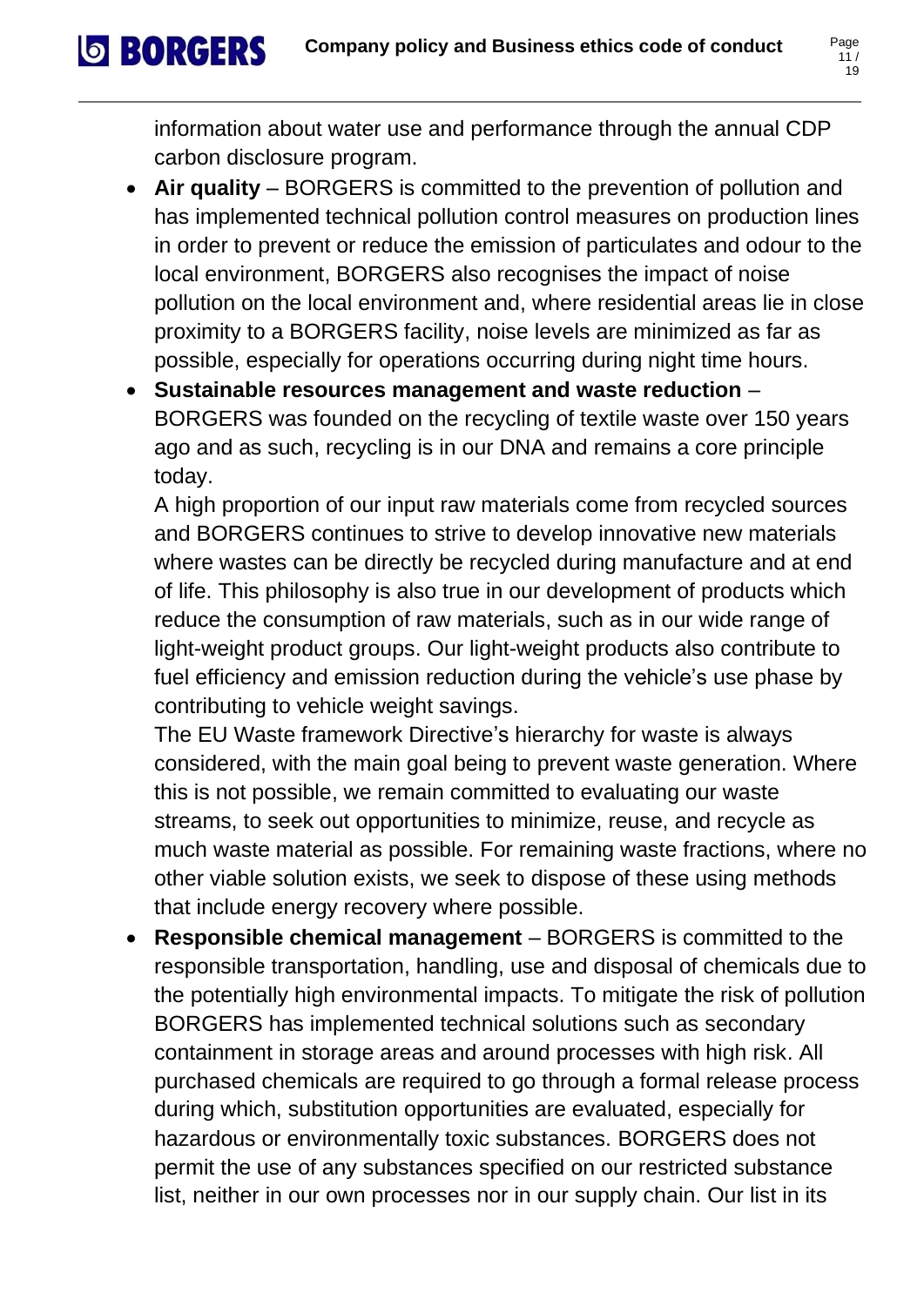information about water use and performance through the annual CDP carbon disclosure program.

- **Air quality** – BORGERS is committed to the prevention of pollution and has implemented technical pollution control measures on production lines in order to prevent or reduce the emission of particulates and odour to the local environment, BORGERS also recognises the impact of noise pollution on the local environment and, where residential areas lie in close proximity to a BORGERS facility, noise levels are minimized as far as possible, especially for operations occurring during night time hours.
- **Sustainable resources management and waste reduction** – BORGERS was founded on the recycling of textile waste over 150 years ago and as such, recycling is in our DNA and remains a core principle today.

  A high proportion of our input raw materials come from recycled sources and BORGERS continues to strive to develop innovative new materials where wastes can be directly be recycled during manufacture and at end of life. This philosophy is also true in our development of products which reduce the consumption of raw materials, such as in our wide range of light-weight product groups. Our light-weight products also contribute to fuel efficiency and emission reduction during the vehicle's use phase by contributing to vehicle weight savings.

  The EU Waste framework Directive's hierarchy for waste is always considered, with the main goal being to prevent waste generation. Where this is not possible, we remain committed to evaluating our waste streams, to seek out opportunities to minimize, reuse, and recycle as much waste material as possible. For remaining waste fractions, where no other viable solution exists, we seek to dispose of these using methods that include energy recovery where possible.
- **Responsible chemical management** – BORGERS is committed to the responsible transportation, handling, use and disposal of chemicals due to the potentially high environmental impacts. To mitigate the risk of pollution BORGERS has implemented technical solutions such as secondary containment in storage areas and around processes with high risk. All purchased chemicals are required to go through a formal release process during which, substitution opportunities are evaluated, especially for hazardous or environmentally toxic substances. BORGERS does not permit the use of any substances specified on our restricted substance list, neither in our own processes nor in our supply chain. Our list in its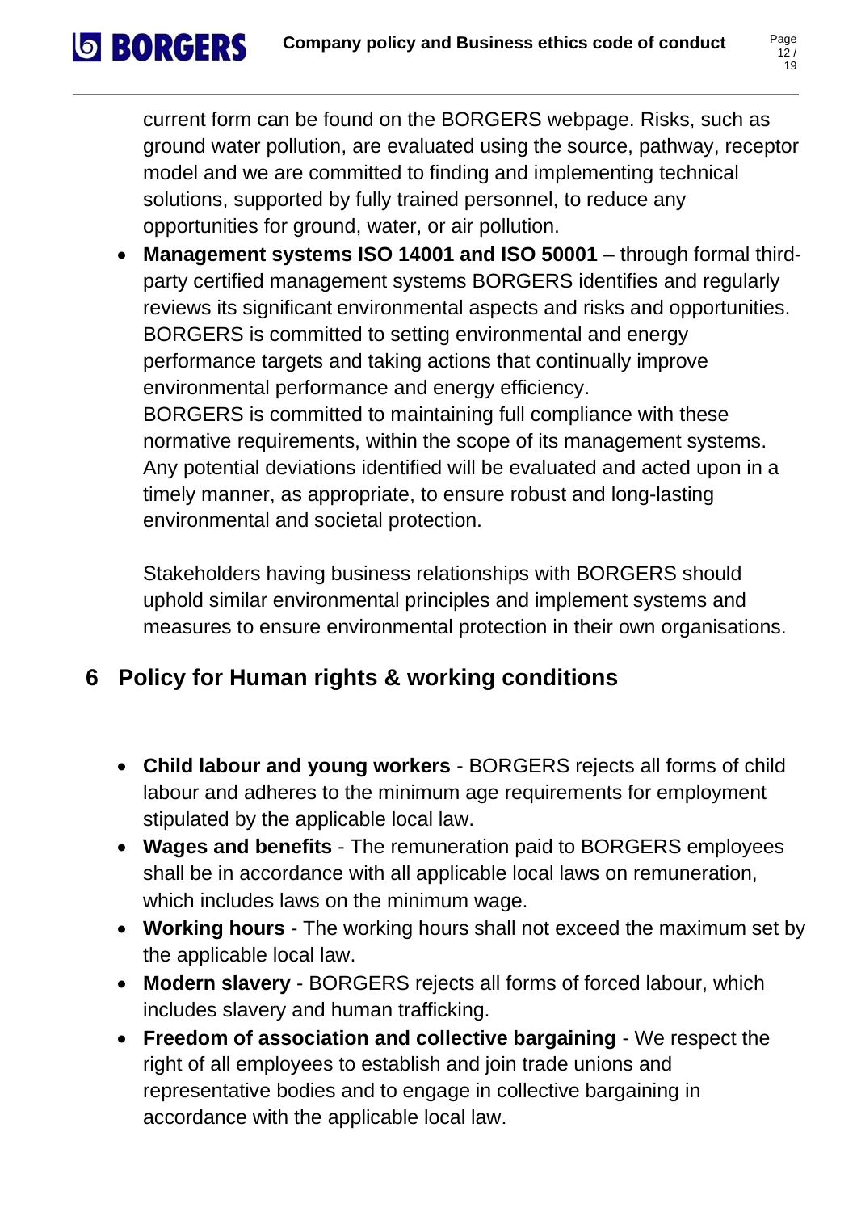current form can be found on the BORGERS webpage. Risks, such as ground water pollution, are evaluated using the source, pathway, receptor model and we are committed to finding and implementing technical solutions, supported by fully trained personnel, to reduce any opportunities for ground, water, or air pollution.

- **Management systems ISO 14001 and ISO 50001** – through formal third-party certified management systems BORGERS identifies and regularly reviews its significant environmental aspects and risks and opportunities. BORGERS is committed to setting environmental and energy performance targets and taking actions that continually improve environmental performance and energy efficiency.
  BORGERS is committed to maintaining full compliance with these normative requirements, within the scope of its management systems. Any potential deviations identified will be evaluated and acted upon in a timely manner, as appropriate, to ensure robust and long-lasting environmental and societal protection.

  Stakeholders having business relationships with BORGERS should uphold similar environmental principles and implement systems and measures to ensure environmental protection in their own organisations.

# 6 Policy for Human rights & working conditions

- **Child labour and young workers** - BORGERS rejects all forms of child labour and adheres to the minimum age requirements for employment stipulated by the applicable local law.
- **Wages and benefits** - The remuneration paid to BORGERS employees shall be in accordance with all applicable local laws on remuneration, which includes laws on the minimum wage.
- **Working hours** - The working hours shall not exceed the maximum set by the applicable local law.
- **Modern slavery** - BORGERS rejects all forms of forced labour, which includes slavery and human trafficking.
- **Freedom of association and collective bargaining** - We respect the right of all employees to establish and join trade unions and representative bodies and to engage in collective bargaining in accordance with the applicable local law.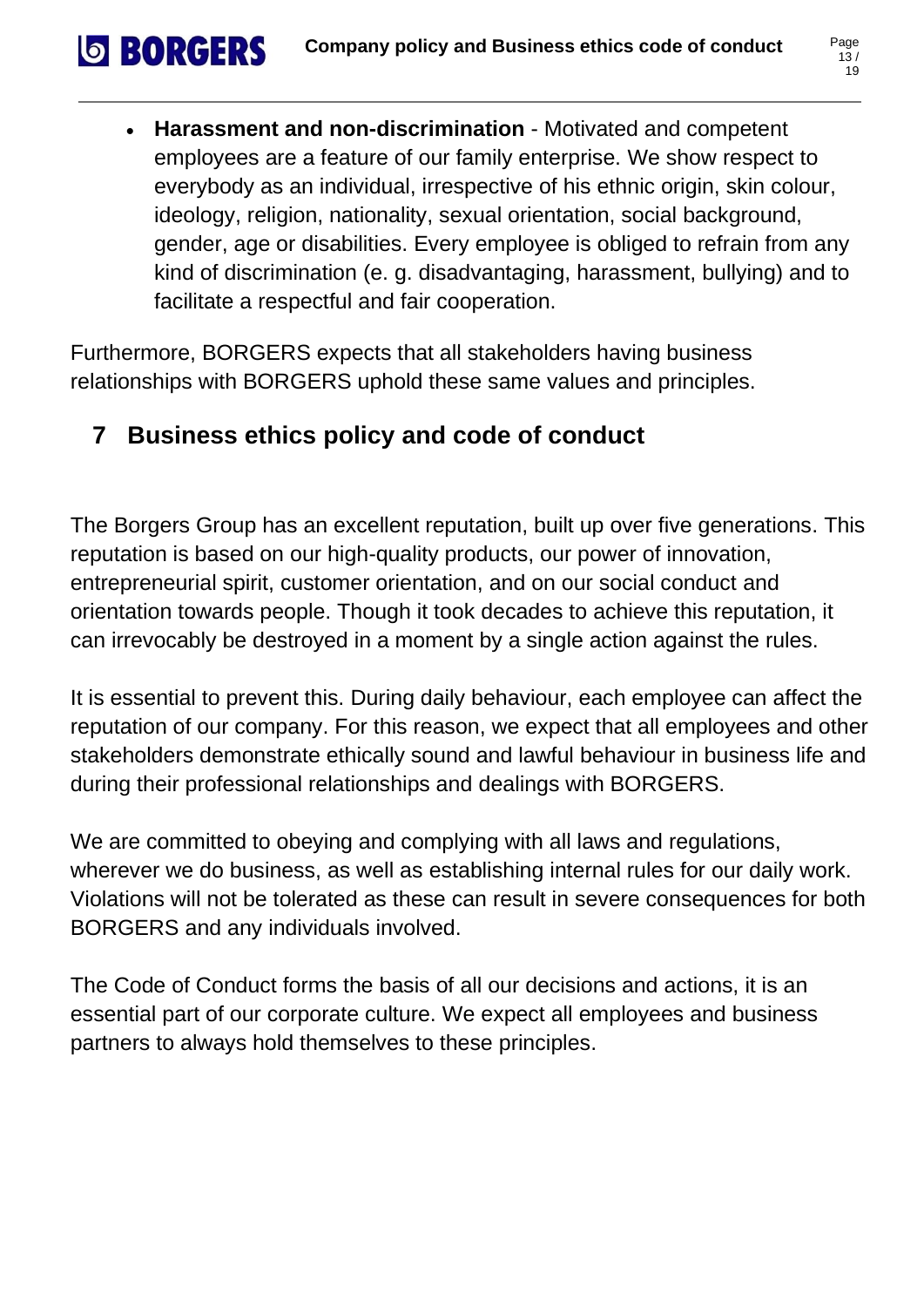- **Harassment and non-discrimination** - Motivated and competent employees are a feature of our family enterprise. We show respect to everybody as an individual, irrespective of his ethnic origin, skin colour, ideology, religion, nationality, sexual orientation, social background, gender, age or disabilities. Every employee is obliged to refrain from any kind of discrimination (e. g. disadvantaging, harassment, bullying) and to facilitate a respectful and fair cooperation.

Furthermore, BORGERS expects that all stakeholders having business relationships with BORGERS uphold these same values and principles.

## 7 Business ethics policy and code of conduct

The Borgers Group has an excellent reputation, built up over five generations. This reputation is based on our high-quality products, our power of innovation, entrepreneurial spirit, customer orientation, and on our social conduct and orientation towards people. Though it took decades to achieve this reputation, it can irrevocably be destroyed in a moment by a single action against the rules.

It is essential to prevent this. During daily behaviour, each employee can affect the reputation of our company. For this reason, we expect that all employees and other stakeholders demonstrate ethically sound and lawful behaviour in business life and during their professional relationships and dealings with BORGERS.

We are committed to obeying and complying with all laws and regulations, wherever we do business, as well as establishing internal rules for our daily work. Violations will not be tolerated as these can result in severe consequences for both BORGERS and any individuals involved.

The Code of Conduct forms the basis of all our decisions and actions, it is an essential part of our corporate culture. We expect all employees and business partners to always hold themselves to these principles.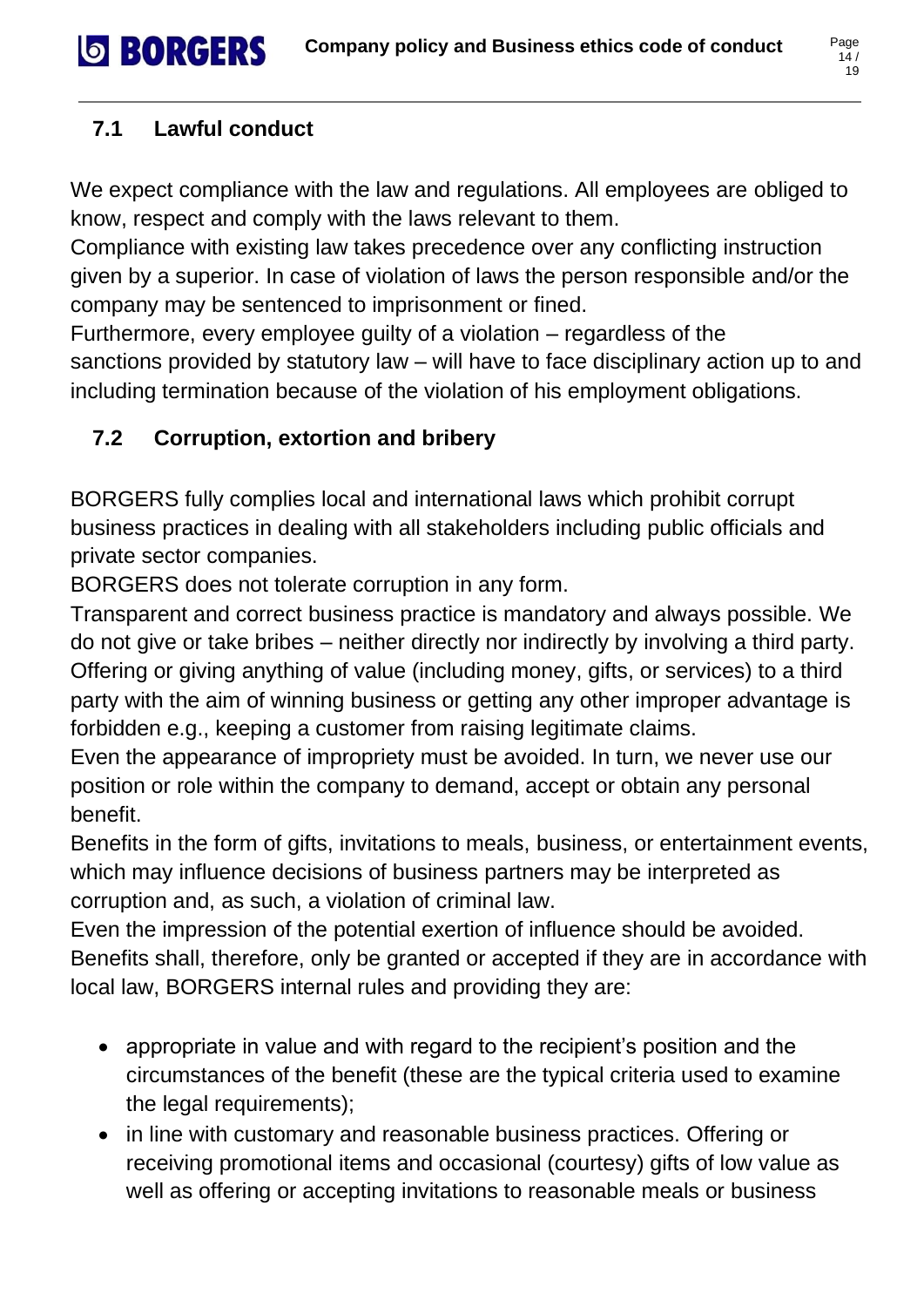## 7.1 Lawful conduct

We expect compliance with the law and regulations. All employees are obliged to know, respect and comply with the laws relevant to them.
Compliance with existing law takes precedence over any conflicting instruction given by a superior. In case of violation of laws the person responsible and/or the company may be sentenced to imprisonment or fined.
Furthermore, every employee guilty of a violation – regardless of the sanctions provided by statutory law – will have to face disciplinary action up to and including termination because of the violation of his employment obligations.

## 7.2 Corruption, extortion and bribery

BORGERS fully complies local and international laws which prohibit corrupt business practices in dealing with all stakeholders including public officials and private sector companies.
BORGERS does not tolerate corruption in any form.
Transparent and correct business practice is mandatory and always possible. We do not give or take bribes – neither directly nor indirectly by involving a third party. Offering or giving anything of value (including money, gifts, or services) to a third party with the aim of winning business or getting any other improper advantage is forbidden e.g., keeping a customer from raising legitimate claims.
Even the appearance of impropriety must be avoided. In turn, we never use our position or role within the company to demand, accept or obtain any personal benefit.
Benefits in the form of gifts, invitations to meals, business, or entertainment events, which may influence decisions of business partners may be interpreted as corruption and, as such, a violation of criminal law.
Even the impression of the potential exertion of influence should be avoided. Benefits shall, therefore, only be granted or accepted if they are in accordance with local law, BORGERS internal rules and providing they are:

- appropriate in value and with regard to the recipient's position and the circumstances of the benefit (these are the typical criteria used to examine the legal requirements);
- in line with customary and reasonable business practices. Offering or receiving promotional items and occasional (courtesy) gifts of low value as well as offering or accepting invitations to reasonable meals or business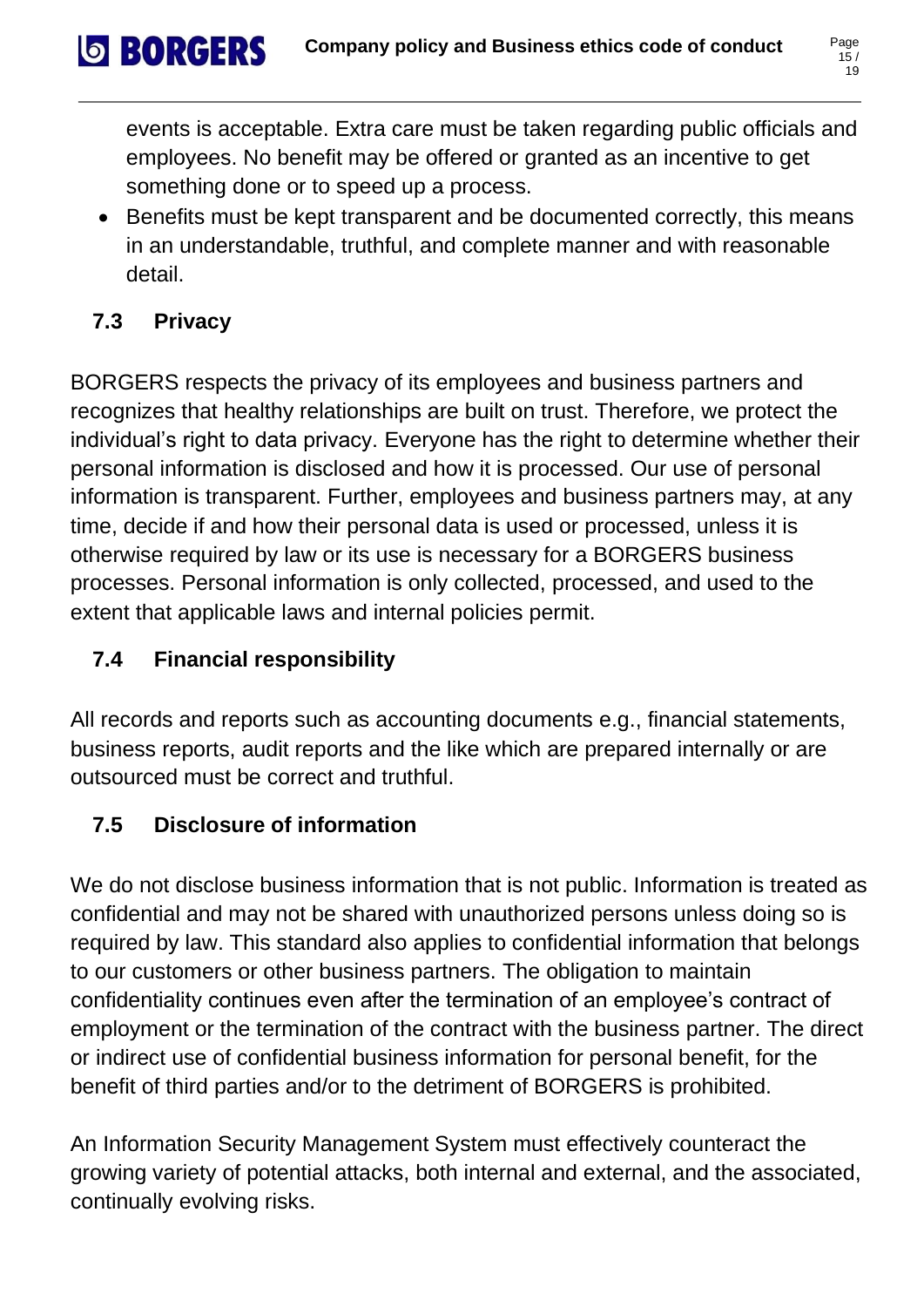events is acceptable. Extra care must be taken regarding public officials and employees. No benefit may be offered or granted as an incentive to get something done or to speed up a process.

- Benefits must be kept transparent and be documented correctly, this means in an understandable, truthful, and complete manner and with reasonable detail.

## 7.3 Privacy

BORGERS respects the privacy of its employees and business partners and recognizes that healthy relationships are built on trust. Therefore, we protect the individual's right to data privacy. Everyone has the right to determine whether their personal information is disclosed and how it is processed. Our use of personal information is transparent. Further, employees and business partners may, at any time, decide if and how their personal data is used or processed, unless it is otherwise required by law or its use is necessary for a BORGERS business processes. Personal information is only collected, processed, and used to the extent that applicable laws and internal policies permit.

## 7.4 Financial responsibility

All records and reports such as accounting documents e.g., financial statements, business reports, audit reports and the like which are prepared internally or are outsourced must be correct and truthful.

## 7.5 Disclosure of information

We do not disclose business information that is not public. Information is treated as confidential and may not be shared with unauthorized persons unless doing so is required by law. This standard also applies to confidential information that belongs to our customers or other business partners. The obligation to maintain confidentiality continues even after the termination of an employee's contract of employment or the termination of the contract with the business partner. The direct or indirect use of confidential business information for personal benefit, for the benefit of third parties and/or to the detriment of BORGERS is prohibited.

An Information Security Management System must effectively counteract the growing variety of potential attacks, both internal and external, and the associated, continually evolving risks.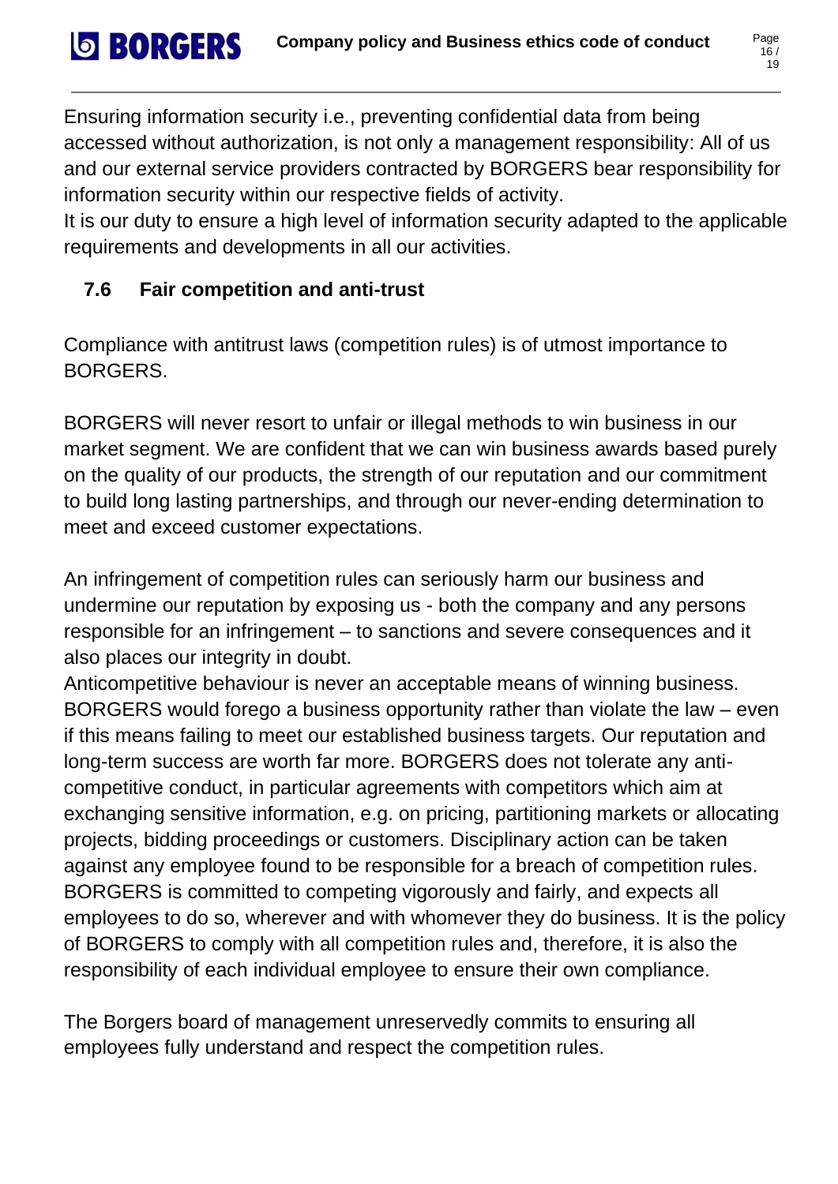Ensuring information security i.e., preventing confidential data from being accessed without authorization, is not only a management responsibility: All of us and our external service providers contracted by BORGERS bear responsibility for information security within our respective fields of activity.
It is our duty to ensure a high level of information security adapted to the applicable requirements and developments in all our activities.

### 7.6 Fair competition and anti-trust

Compliance with antitrust laws (competition rules) is of utmost importance to BORGERS.

BORGERS will never resort to unfair or illegal methods to win business in our market segment. We are confident that we can win business awards based purely on the quality of our products, the strength of our reputation and our commitment to build long lasting partnerships, and through our never-ending determination to meet and exceed customer expectations.

An infringement of competition rules can seriously harm our business and undermine our reputation by exposing us - both the company and any persons responsible for an infringement – to sanctions and severe consequences and it also places our integrity in doubt.
Anticompetitive behaviour is never an acceptable means of winning business. BORGERS would forego a business opportunity rather than violate the law – even if this means failing to meet our established business targets. Our reputation and long-term success are worth far more. BORGERS does not tolerate any anti-competitive conduct, in particular agreements with competitors which aim at exchanging sensitive information, e.g. on pricing, partitioning markets or allocating projects, bidding proceedings or customers. Disciplinary action can be taken against any employee found to be responsible for a breach of competition rules. BORGERS is committed to competing vigorously and fairly, and expects all employees to do so, wherever and with whomever they do business. It is the policy of BORGERS to comply with all competition rules and, therefore, it is also the responsibility of each individual employee to ensure their own compliance.

The Borgers board of management unreservedly commits to ensuring all employees fully understand and respect the competition rules.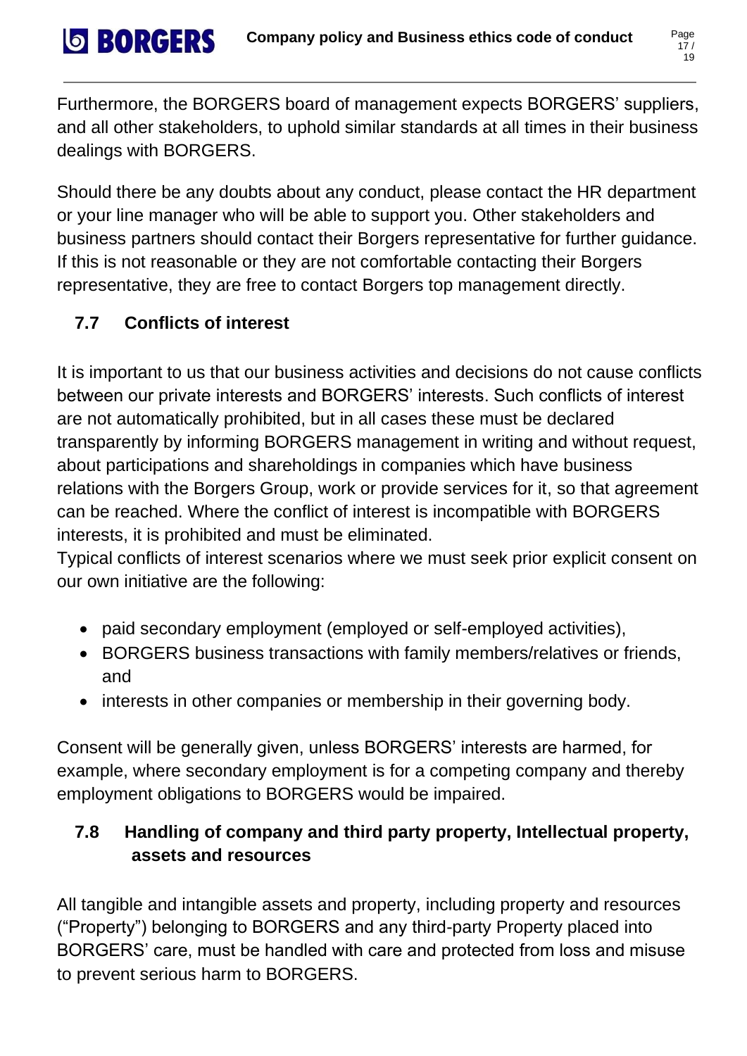Furthermore, the BORGERS board of management expects BORGERS' suppliers, and all other stakeholders, to uphold similar standards at all times in their business dealings with BORGERS.

Should there be any doubts about any conduct, please contact the HR department or your line manager who will be able to support you. Other stakeholders and business partners should contact their Borgers representative for further guidance. If this is not reasonable or they are not comfortable contacting their Borgers representative, they are free to contact Borgers top management directly.

## 7.7 Conflicts of interest

It is important to us that our business activities and decisions do not cause conflicts between our private interests and BORGERS' interests. Such conflicts of interest are not automatically prohibited, but in all cases these must be declared transparently by informing BORGERS management in writing and without request, about participations and shareholdings in companies which have business relations with the Borgers Group, work or provide services for it, so that agreement can be reached. Where the conflict of interest is incompatible with BORGERS interests, it is prohibited and must be eliminated.
Typical conflicts of interest scenarios where we must seek prior explicit consent on our own initiative are the following:

- paid secondary employment (employed or self-employed activities),
- BORGERS business transactions with family members/relatives or friends, and
- interests in other companies or membership in their governing body.

Consent will be generally given, unless BORGERS' interests are harmed, for example, where secondary employment is for a competing company and thereby employment obligations to BORGERS would be impaired.

## 7.8 Handling of company and third party property, Intellectual property, assets and resources

All tangible and intangible assets and property, including property and resources ("Property") belonging to BORGERS and any third-party Property placed into BORGERS' care, must be handled with care and protected from loss and misuse to prevent serious harm to BORGERS.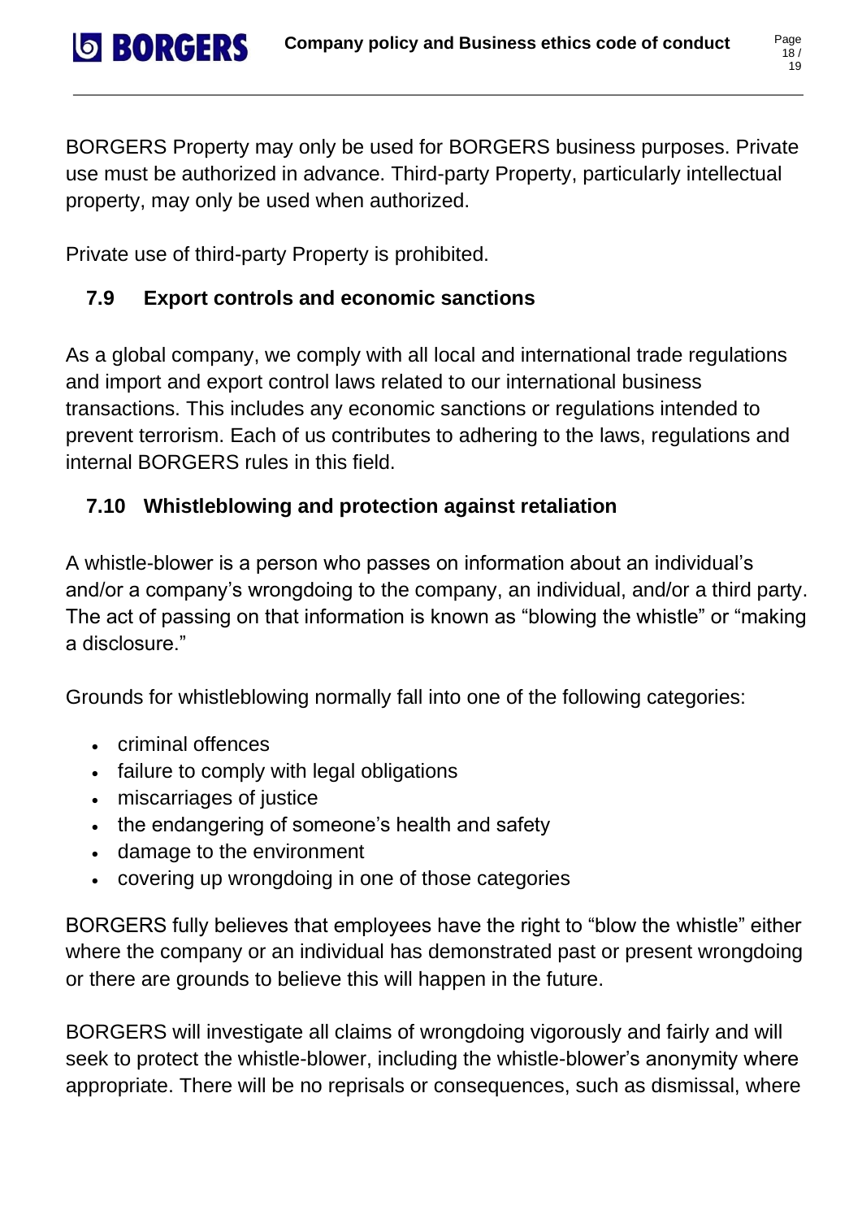BORGERS Property may only be used for BORGERS business purposes. Private use must be authorized in advance. Third-party Property, particularly intellectual property, may only be used when authorized.

Private use of third-party Property is prohibited.

### 7.9 Export controls and economic sanctions

As a global company, we comply with all local and international trade regulations and import and export control laws related to our international business transactions. This includes any economic sanctions or regulations intended to prevent terrorism. Each of us contributes to adhering to the laws, regulations and internal BORGERS rules in this field.

### 7.10 Whistleblowing and protection against retaliation

A whistle-blower is a person who passes on information about an individual's and/or a company's wrongdoing to the company, an individual, and/or a third party. The act of passing on that information is known as "blowing the whistle" or "making a disclosure."

Grounds for whistleblowing normally fall into one of the following categories:

- criminal offences
- failure to comply with legal obligations
- miscarriages of justice
- the endangering of someone's health and safety
- damage to the environment
- covering up wrongdoing in one of those categories

BORGERS fully believes that employees have the right to "blow the whistle" either where the company or an individual has demonstrated past or present wrongdoing or there are grounds to believe this will happen in the future.

BORGERS will investigate all claims of wrongdoing vigorously and fairly and will seek to protect the whistle-blower, including the whistle-blower's anonymity where appropriate. There will be no reprisals or consequences, such as dismissal, where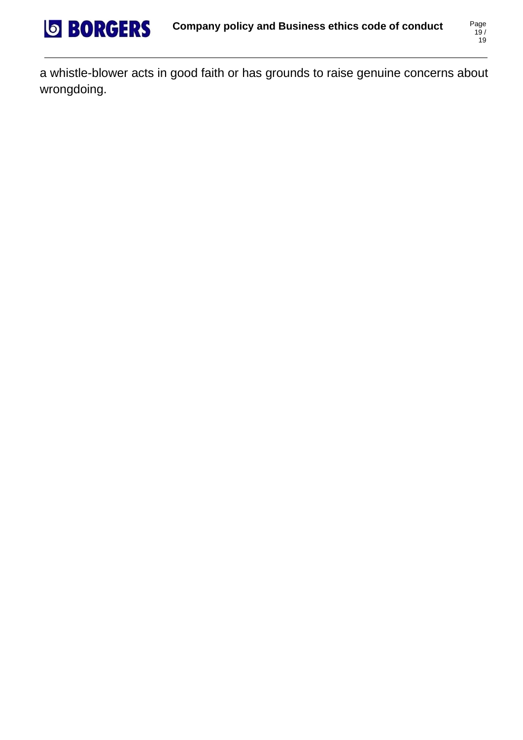a whistle-blower acts in good faith or has grounds to raise genuine concerns about wrongdoing.